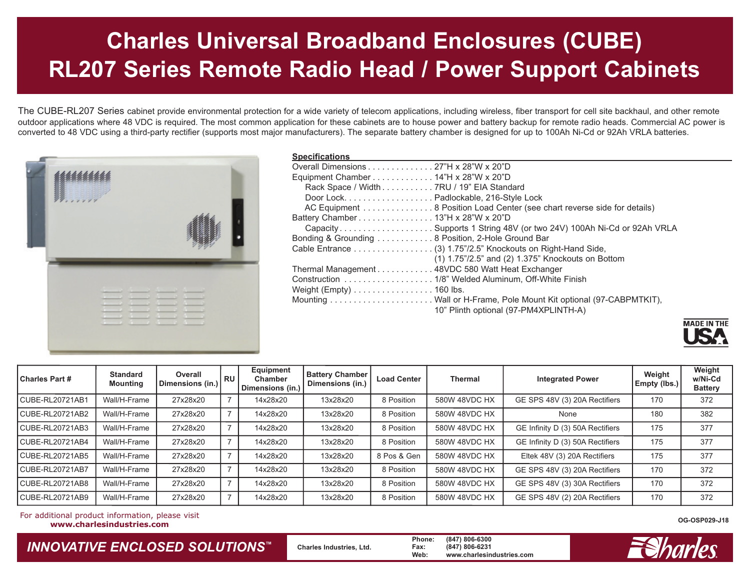# Charles Universal Broadband Enclosures (CUBE)
# RL207 Series Remote Radio Head / Power Support Cabinets

The CUBE-RL207 Series cabinet provide environmental protection for a wide variety of telecom applications, including wireless, fiber transport for cell site backhaul, and other remote outdoor applications where 48 VDC is required. The most common application for these cabinets are to house power and battery backup for remote radio heads. Commercial AC power is converted to 48 VDC using a third-party rectifier (supports most major manufacturers). The separate battery chamber is designed for up to 100Ah Ni-Cd or 92Ah VRLA batteries.

## Specifications

- Overall Dimensions . . . . . . . . . . . . . . 27"H x 28"W x 20"D
- Equipment Chamber . . . . . . . . . . . . . 14"H x 28"W x 20"D
  - Rack Space / Width . . . . . . . . . . . 7RU / 19" EIA Standard
  - Door Lock. . . . . . . . . . . . . . . . . . . Padlockable, 216-Style Lock
  - AC Equipment . . . . . . . . . . . . . . . 8 Position Load Center (see chart reverse side for details)
- Battery Chamber . . . . . . . . . . . . . . . . 13"H x 28"W x 20"D
  - Capacity. . . . . . . . . . . . . . . . . . . . Supports 1 String 48V (or two 24V) 100Ah Ni-Cd or 92Ah VRLA
- Bonding & Grounding . . . . . . . . . . . 8 Position, 2-Hole Ground Bar
- Cable Entrance . . . . . . . . . . . . . . . . . (3) 1.75"/2.5" Knockouts on Right-Hand Side, (1) 1.75"/2.5" and (2) 1.375" Knockouts on Bottom
- Thermal Management . . . . . . . . . . . 48VDC 580 Watt Heat Exchanger
- Construction . . . . . . . . . . . . . . . . . . . 1/8" Welded Aluminum, Off-White Finish
- Weight (Empty) . . . . . . . . . . . . . . . . . 160 lbs.
- Mounting . . . . . . . . . . . . . . . . . . . . . . Wall or H-Frame, Pole Mount Kit optional (97-CABPMTKIT), 10" Plinth optional (97-PM4XPLINTH-A)

MADE IN THE USA

| Charles Part # | Standard Mounting | Overall Dimensions (in.) | RU | Equipment Chamber Dimensions (in.) | Battery Chamber Dimensions (in.) | Load Center | Thermal | Integrated Power | Weight Empty (lbs.) | Weight w/Ni-Cd Battery |
|---|---|---|---|---|---|---|---|---|---|---|
| CUBE-RL20721AB1 | Wall/H-Frame | 27x28x20 | 7 | 14x28x20 | 13x28x20 | 8 Position | 580W 48VDC HX | GE SPS 48V (3) 20A Rectifiers | 170 | 372 |
| CUBE-RL20721AB2 | Wall/H-Frame | 27x28x20 | 7 | 14x28x20 | 13x28x20 | 8 Position | 580W 48VDC HX | None | 180 | 382 |
| CUBE-RL20721AB3 | Wall/H-Frame | 27x28x20 | 7 | 14x28x20 | 13x28x20 | 8 Position | 580W 48VDC HX | GE Infinity D (3) 50A Rectifiers | 175 | 377 |
| CUBE-RL20721AB4 | Wall/H-Frame | 27x28x20 | 7 | 14x28x20 | 13x28x20 | 8 Position | 580W 48VDC HX | GE Infinity D (3) 50A Rectifiers | 175 | 377 |
| CUBE-RL20721AB5 | Wall/H-Frame | 27x28x20 | 7 | 14x28x20 | 13x28x20 | 8 Pos & Gen | 580W 48VDC HX | Eltek 48V (3) 20A Rectifiers | 175 | 377 |
| CUBE-RL20721AB7 | Wall/H-Frame | 27x28x20 | 7 | 14x28x20 | 13x28x20 | 8 Position | 580W 48VDC HX | GE SPS 48V (3) 20A Rectifiers | 170 | 372 |
| CUBE-RL20721AB8 | Wall/H-Frame | 27x28x20 | 7 | 14x28x20 | 13x28x20 | 8 Position | 580W 48VDC HX | GE SPS 48V (3) 30A Rectifiers | 170 | 372 |
| CUBE-RL20721AB9 | Wall/H-Frame | 27x28x20 | 7 | 14x28x20 | 13x28x20 | 8 Position | 580W 48VDC HX | GE SPS 48V (2) 20A Rectifiers | 170 | 372 |

For additional product information, please visit
**www.charlesindustries.com**

OG-OSP029-J18

***INNOVATIVE ENCLOSED SOLUTIONS™***

Charles Industries, Ltd.

Phone: (847) 806-6300
Fax: (847) 806-6231
Web: www.charlesindustries.com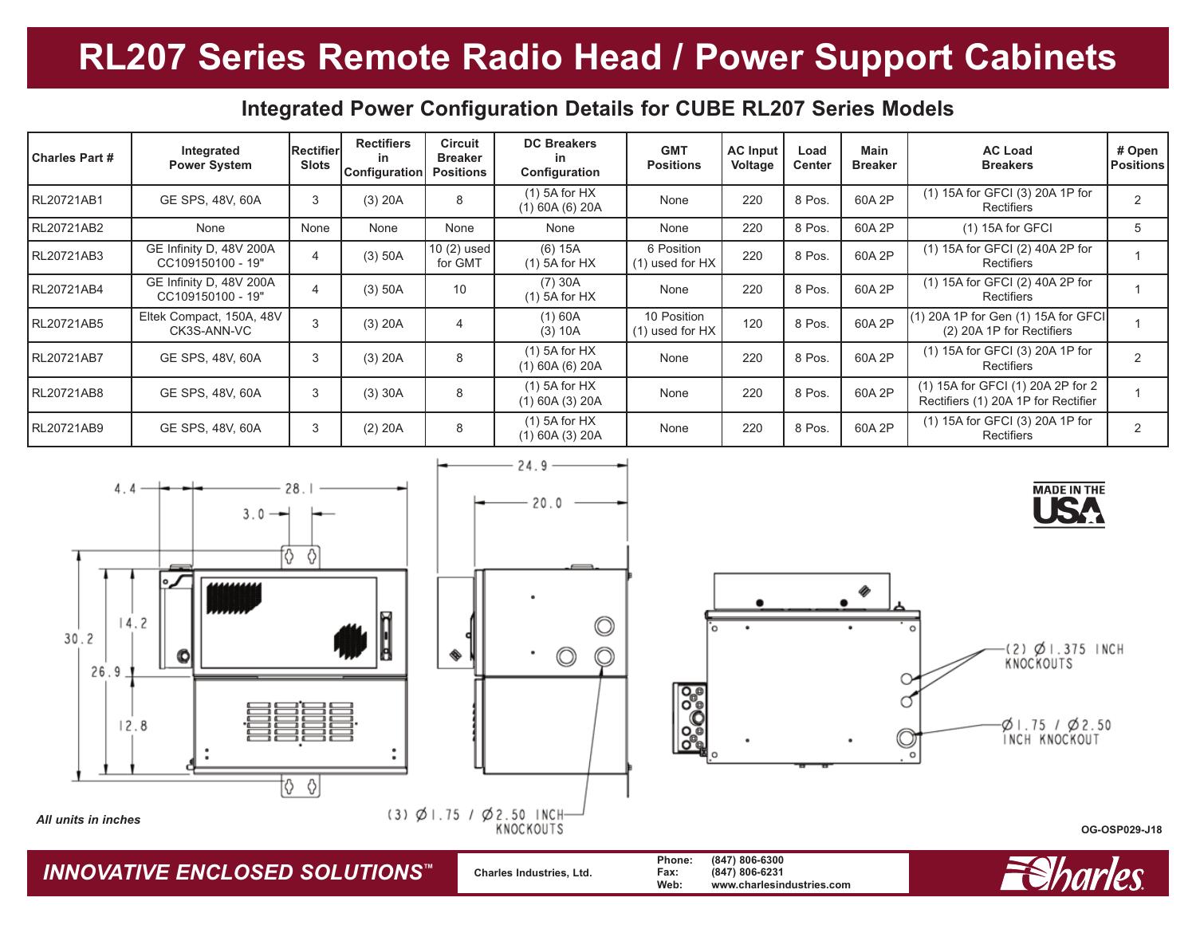# RL207 Series Remote Radio Head / Power Support Cabinets

## Integrated Power Configuration Details for CUBE RL207 Series Models

| Charles Part # | Integrated Power System | Rectifier Slots | Rectifiers in Configuration | Circuit Breaker Positions | DC Breakers in Configuration | GMT Positions | AC Input Voltage | Load Center | Main Breaker | AC Load Breakers | # Open Positions |
|---|---|---|---|---|---|---|---|---|---|---|---|
| RL20721AB1 | GE SPS, 48V, 60A | 3 | (3) 20A | 8 | (1) 5A for HX (1) 60A (6) 20A | None | 220 | 8 Pos. | 60A 2P | (1) 15A for GFCI (3) 20A 1P for Rectifiers | 2 |
| RL20721AB2 | None | None | None | None | None | None | 220 | 8 Pos. | 60A 2P | (1) 15A for GFCI | 5 |
| RL20721AB3 | GE Infinity D, 48V 200A CC109150100 - 19" | 4 | (3) 50A | 10 (2) used for GMT | (6) 15A (1) 5A for HX | 6 Position (1) used for HX | 220 | 8 Pos. | 60A 2P | (1) 15A for GFCI (2) 40A 2P for Rectifiers | 1 |
| RL20721AB4 | GE Infinity D, 48V 200A CC109150100 - 19" | 4 | (3) 50A | 10 | (7) 30A (1) 5A for HX | None | 220 | 8 Pos. | 60A 2P | (1) 15A for GFCI (2) 40A 2P for Rectifiers | 1 |
| RL20721AB5 | Eltek Compact, 150A, 48V CK3S-ANN-VC | 3 | (3) 20A | 4 | (1) 60A (3) 10A | 10 Position (1) used for HX | 120 | 8 Pos. | 60A 2P | (1) 20A 1P for Gen (1) 15A for GFCI (2) 20A 1P for Rectifiers | 1 |
| RL20721AB7 | GE SPS, 48V, 60A | 3 | (3) 20A | 8 | (1) 5A for HX (1) 60A (6) 20A | None | 220 | 8 Pos. | 60A 2P | (1) 15A for GFCI (3) 20A 1P for Rectifiers | 2 |
| RL20721AB8 | GE SPS, 48V, 60A | 3 | (3) 30A | 8 | (1) 5A for HX (1) 60A (3) 20A | None | 220 | 8 Pos. | 60A 2P | (1) 15A for GFCI (1) 20A 2P for 2 Rectifiers (1) 20A 1P for Rectifier | 1 |
| RL20721AB9 | GE SPS, 48V, 60A | 3 | (2) 20A | 8 | (1) 5A for HX (1) 60A (3) 20A | None | 220 | 8 Pos. | 60A 2P | (1) 15A for GFCI (3) 20A 1P for Rectifiers | 2 |

4.4
28.1
3.0
30.2
14.2
26.9
12.8
24.9
20.0
(3) Ø1.75 / Ø2.50 INCH KNOCKOUTS
(2) Ø1.375 INCH KNOCKOUTS
Ø1.75 / Ø2.50 INCH KNOCKOUT

MADE IN THE USA

*All units in inches*

OG-OSP029-J18

*INNOVATIVE ENCLOSED SOLUTIONS™*

Charles Industries, Ltd.

Phone: (847) 806-6300
Fax: (847) 806-6231
Web: www.charlesindustries.com

Charles